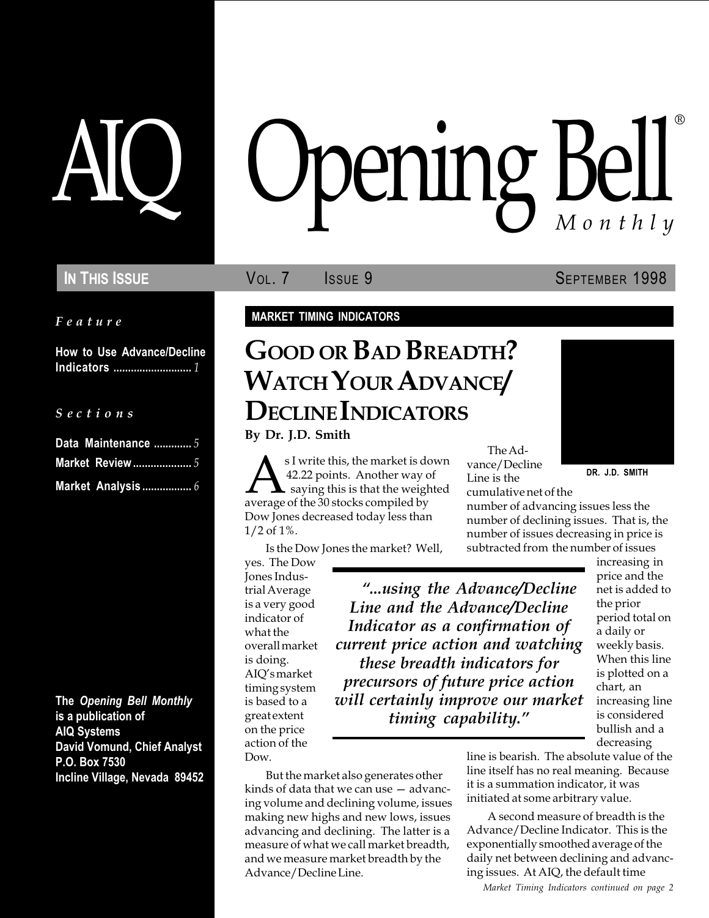# AIQ Opening Bell® Monthly

**In This Issue** — Vol. 7 Issue 9 — September 1998

*Feature*

**How to Use Advance/Decline Indicators** .......................... 1

*Sections*

**Data Maintenance** ............. 5

**Market Review** .................... 5

**Market Analysis** ................. 6

**The *Opening Bell Monthly* is a publication of AIQ Systems**
**David Vomund, Chief Analyst**
**P.O. Box 7530**
**Incline Village, Nevada 89452**

**MARKET TIMING INDICATORS**

## Good or Bad Breadth? Watch Your Advance/ Decline Indicators

**By Dr. J.D. Smith**

DR. J.D. SMITH

As I write this, the market is down 42.22 points. Another way of saying this is that the weighted average of the 30 stocks compiled by Dow Jones decreased today less than 1/2 of 1%.

Is the Dow Jones the market? Well, yes. The Dow Jones Industrial Average is a very good indicator of what the overall market is doing. AIQ's market timing system is based to a great extent on the price action of the Dow.

But the market also generates other kinds of data that we can use — advancing volume and declining volume, issues making new highs and new lows, issues advancing and declining. The latter is a measure of what we call market breadth, and we measure market breadth by the Advance/Decline Line.

> *"...using the Advance/Decline Line and the Advance/Decline Indicator as a confirmation of current price action and watching these breadth indicators for precursors of future price action will certainly improve our market timing capability."*

The Advance/Decline Line is the cumulative net of the number of advancing issues less the number of declining issues. That is, the number of issues decreasing in price is subtracted from the number of issues increasing in price and the net is added to the prior period total on a daily or weekly basis. When this line is plotted on a chart, an increasing line is considered bullish and a decreasing line is bearish. The absolute value of the line itself has no real meaning. Because it is a summation indicator, it was initiated at some arbitrary value.

A second measure of breadth is the Advance/Decline Indicator. This is the exponentially smoothed average of the daily net between declining and advancing issues. At AIQ, the default time

*Market Timing Indicators continued on page 2*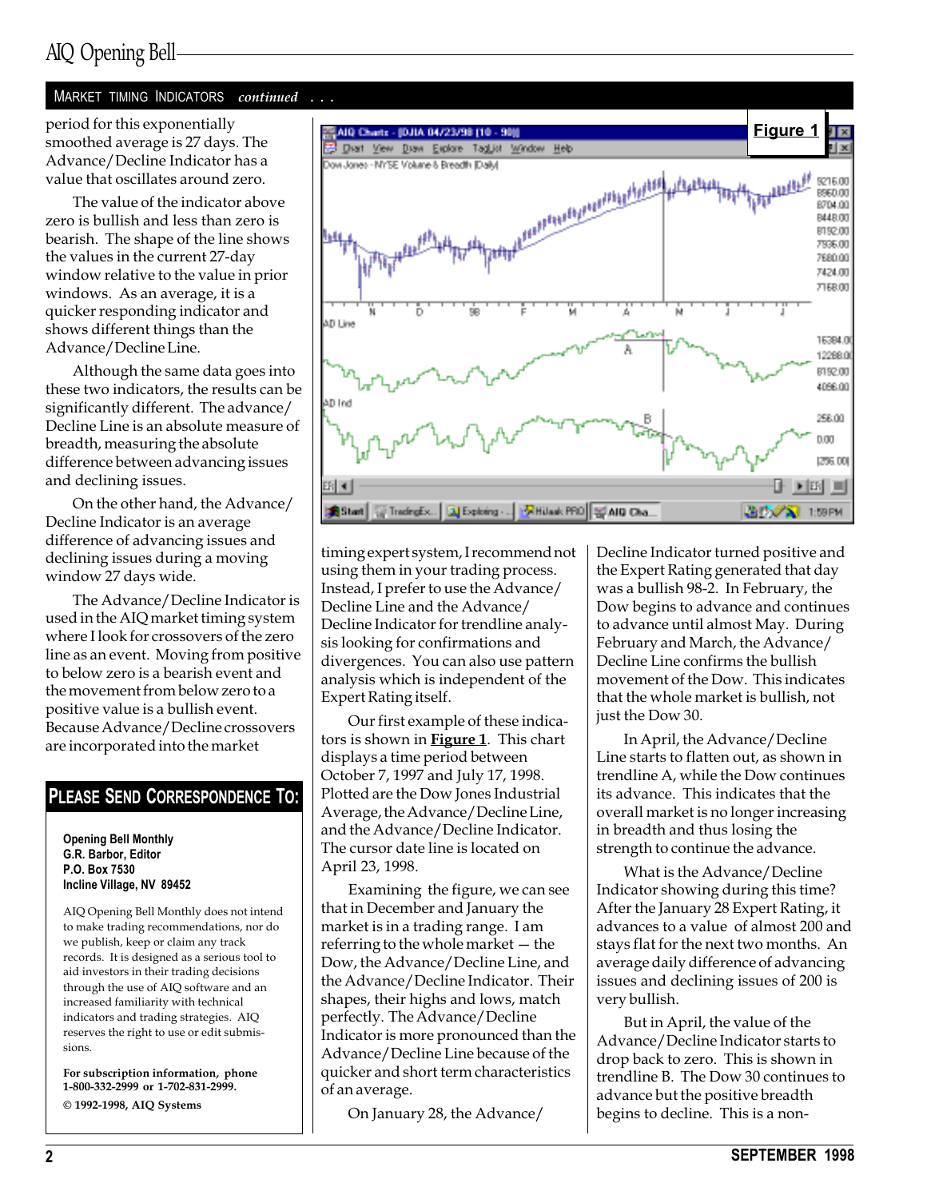## MARKET TIMING INDICATORS *continued* . . .

period for this exponentially smoothed average is 27 days. The Advance/Decline Indicator has a value that oscillates around zero.

The value of the indicator above zero is bullish and less than zero is bearish. The shape of the line shows the values in the current 27-day window relative to the value in prior windows. As an average, it is a quicker responding indicator and shows different things than the Advance/Decline Line.

Although the same data goes into these two indicators, the results can be significantly different. The advance/Decline Line is an absolute measure of breadth, measuring the absolute difference between advancing issues and declining issues.

On the other hand, the Advance/Decline Indicator is an average difference of advancing issues and declining issues during a moving window 27 days wide.

The Advance/Decline Indicator is used in the AIQ market timing system where I look for crossovers of the zero line as an event. Moving from positive to below zero is a bearish event and the movement from below zero to a positive value is a bullish event. Because Advance/Decline crossovers are incorporated into the market timing expert system, I recommend not using them in your trading process. Instead, I prefer to use the Advance/Decline Line and the Advance/Decline Indicator for trendline analysis looking for confirmations and divergences. You can also use pattern analysis which is independent of the Expert Rating itself.

Our first example of these indicators is shown in **Figure 1**. This chart displays a time period between October 7, 1997 and July 17, 1998. Plotted are the Dow Jones Industrial Average, the Advance/Decline Line, and the Advance/Decline Indicator. The cursor date line is located on April 23, 1998.

Examining the figure, we can see that in December and January the market is in a trading range. I am referring to the whole market — the Dow, the Advance/Decline Line, and the Advance/Decline Indicator. Their shapes, their highs and lows, match perfectly. The Advance/Decline Indicator is more pronounced than the Advance/Decline Line because of the quicker and short term characteristics of an average.

On January 28, the Advance/Decline Indicator turned positive and the Expert Rating generated that day was a bullish 98-2. In February, the Dow begins to advance and continues to advance until almost May. During February and March, the Advance/Decline Line confirms the bullish movement of the Dow. This indicates that the whole market is bullish, not just the Dow 30.

In April, the Advance/Decline Line starts to flatten out, as shown in trendline A, while the Dow continues its advance. This indicates that the overall market is no longer increasing in breadth and thus losing the strength to continue the advance.

What is the Advance/Decline Indicator showing during this time? After the January 28 Expert Rating, it advances to a value of almost 200 and stays flat for the next two months. An average daily difference of advancing issues and declining issues of 200 is very bullish.

But in April, the value of the Advance/Decline Indicator starts to drop back to zero. This is shown in trendline B. The Dow 30 continues to advance but the positive breadth begins to decline. This is a non-

**Figure 1**

---

## PLEASE SEND CORRESPONDENCE TO:

**Opening Bell Monthly**
**G.R. Barbor, Editor**
**P.O. Box 7530**
**Incline Village, NV 89452**

AIQ Opening Bell Monthly does not intend to make trading recommendations, nor do we publish, keep or claim any track records. It is designed as a serious tool to aid investors in their trading decisions through the use of AIQ software and an increased familiarity with technical indicators and trading strategies. AIQ reserves the right to use or edit submissions.

**For subscription information, phone 1-800-332-2999 or 1-702-831-2999.**

**© 1992-1998, AIQ Systems**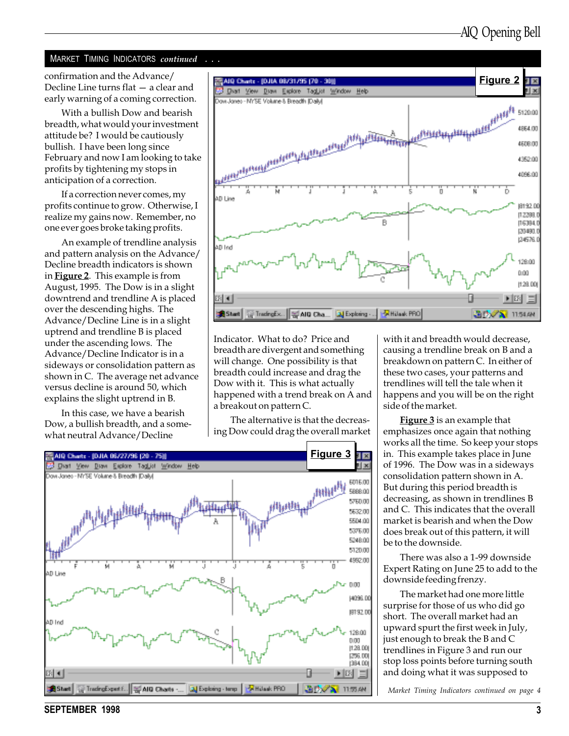## MARKET TIMING INDICATORS *continued* . . .

confirmation and the Advance/Decline Line turns flat — a clear and early warning of a coming correction.

With a bullish Dow and bearish breadth, what would your investment attitude be? I would be cautiously bullish. I have been long since February and now I am looking to take profits by tightening my stops in anticipation of a correction.

If a correction never comes, my profits continue to grow. Otherwise, I realize my gains now. Remember, no one ever goes broke taking profits.

An example of trendline analysis and pattern analysis on the Advance/Decline breadth indicators is shown in **Figure 2**. This example is from August, 1995. The Dow is in a slight downtrend and trendline A is placed over the descending highs. The Advance/Decline Line is in a slight uptrend and trendline B is placed under the ascending lows. The Advance/Decline Indicator is in a sideways or consolidation pattern as shown in C. The average net advance versus decline is around 50, which explains the slight uptrend in B.

In this case, we have a bearish Dow, a bullish breadth, and a somewhat neutral Advance/Decline Indicator. What to do? Price and breadth are divergent and something will change. One possibility is that breadth could increase and drag the Dow with it. This is what actually happened with a trend break on A and a breakout on pattern C.

The alternative is that the decreasing Dow could drag the overall market with it and breadth would decrease, causing a trendline break on B and a breakdown on pattern C. In either of these two cases, your patterns and trendlines will tell the tale when it happens and you will be on the right side of the market.

**Figure 3** is an example that emphasizes once again that nothing works all the time. So keep your stops in. This example takes place in June of 1996. The Dow was in a sideways consolidation pattern shown in A. But during this period breadth is decreasing, as shown in trendlines B and C. This indicates that the overall market is bearish and when the Dow does break out of this pattern, it will be to the downside.

There was also a 1-99 downside Expert Rating on June 25 to add to the downside feeding frenzy.

The market had one more little surprise for those of us who did go short. The overall market had an upward spurt the first week in July, just enough to break the B and C trendlines in Figure 3 and run our stop loss points before turning south and doing what it was supposed to

*Market Timing Indicators continued on page 4*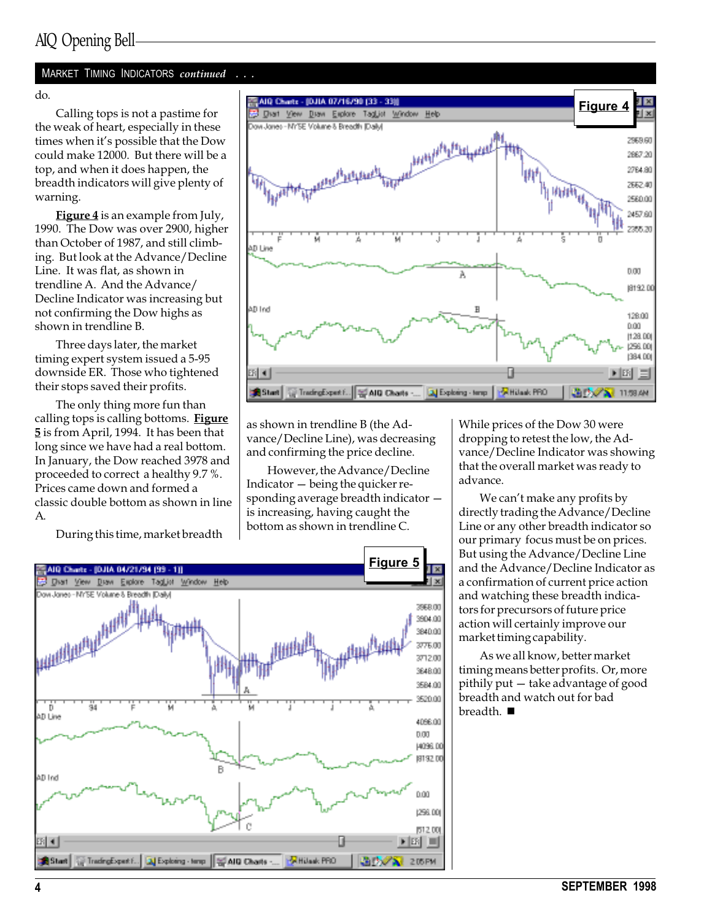## MARKET TIMING INDICATORS *continued . . .*

do.

Calling tops is not a pastime for the weak of heart, especially in these times when it's possible that the Dow could make 12000. But there will be a top, and when it does happen, the breadth indicators will give plenty of warning.

**Figure 4** is an example from July, 1990. The Dow was over 2900, higher than October of 1987, and still climbing. But look at the Advance/Decline Line. It was flat, as shown in trendline A. And the Advance/Decline Indicator was increasing but not confirming the Dow highs as shown in trendline B.

Three days later, the market timing expert system issued a 5-95 downside ER. Those who tightened their stops saved their profits.

The only thing more fun than calling tops is calling bottoms. **Figure 5** is from April, 1994. It has been that long since we have had a real bottom. In January, the Dow reached 3978 and proceeded to correct a healthy 9.7 %. Prices came down and formed a classic double bottom as shown in line A.

During this time, market breadth as shown in trendline B (the Advance/Decline Line), was decreasing and confirming the price decline.

However, the Advance/Decline Indicator — being the quicker responding average breadth indicator — is increasing, having caught the bottom as shown in trendline C.

**Figure 4**

**Figure 5**

While prices of the Dow 30 were dropping to retest the low, the Advance/Decline Indicator was showing that the overall market was ready to advance.

We can't make any profits by directly trading the Advance/Decline Line or any other breadth indicator so our primary focus must be on prices. But using the Advance/Decline Line and the Advance/Decline Indicator as a confirmation of current price action and watching these breadth indicators for precursors of future price action will certainly improve our market timing capability.

As we all know, better market timing means better profits. Or, more pithily put — take advantage of good breadth and watch out for bad breadth. ■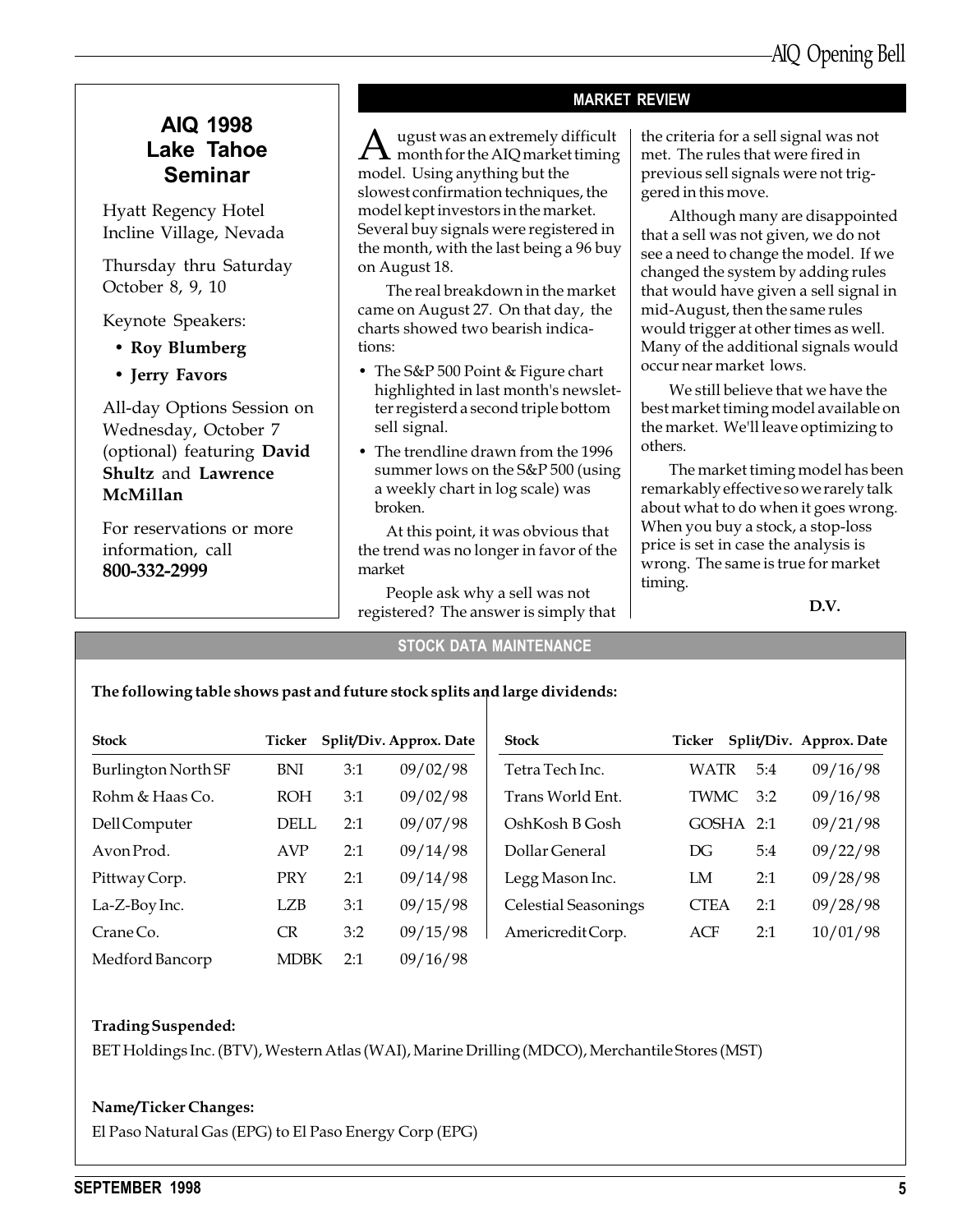## AIQ 1998 Lake Tahoe Seminar

Hyatt Regency Hotel
Incline Village, Nevada

Thursday thru Saturday
October 8, 9, 10

Keynote Speakers:

- **Roy Blumberg**
- **Jerry Favors**

All-day Options Session on Wednesday, October 7 (optional) featuring **David Shultz** and **Lawrence McMillan**

For reservations or more information, call **800-332-2999**

## MARKET REVIEW

August was an extremely difficult month for the AIQ market timing model. Using anything but the slowest confirmation techniques, the model kept investors in the market. Several buy signals were registered in the month, with the last being a 96 buy on August 18.

The real breakdown in the market came on August 27. On that day, the charts showed two bearish indications:

- The S&P 500 Point & Figure chart highlighted in last month's newsletter registerd a second triple bottom sell signal.
- The trendline drawn from the 1996 summer lows on the S&P 500 (using a weekly chart in log scale) was broken.

At this point, it was obvious that the trend was no longer in favor of the market

People ask why a sell was not registered? The answer is simply that the criteria for a sell signal was not met. The rules that were fired in previous sell signals were not triggered in this move.

Although many are disappointed that a sell was not given, we do not see a need to change the model. If we changed the system by adding rules that would have given a sell signal in mid-August, then the same rules would trigger at other times as well. Many of the additional signals would occur near market lows.

We still believe that we have the best market timing model available on the market. We'll leave optimizing to others.

The market timing model has been remarkably effective so we rarely talk about what to do when it goes wrong. When you buy a stock, a stop-loss price is set in case the analysis is wrong. The same is true for market timing.

**D.V.**

## STOCK DATA MAINTENANCE

**The following table shows past and future stock splits and large dividends:**

| Stock | Ticker | Split/Div. | Approx. Date |
|---|---|---|---|
| Burlington North SF | BNI | 3:1 | 09/02/98 |
| Rohm & Haas Co. | ROH | 3:1 | 09/02/98 |
| Dell Computer | DELL | 2:1 | 09/07/98 |
| Avon Prod. | AVP | 2:1 | 09/14/98 |
| Pittway Corp. | PRY | 2:1 | 09/14/98 |
| La-Z-Boy Inc. | LZB | 3:1 | 09/15/98 |
| Crane Co. | CR | 3:2 | 09/15/98 |
| Medford Bancorp | MDBK | 2:1 | 09/16/98 |
| Tetra Tech Inc. | WATR | 5:4 | 09/16/98 |
| Trans World Ent. | TWMC | 3:2 | 09/16/98 |
| OshKosh B Gosh | GOSHA | 2:1 | 09/21/98 |
| Dollar General | DG | 5:4 | 09/22/98 |
| Legg Mason Inc. | LM | 2:1 | 09/28/98 |
| Celestial Seasonings | CTEA | 2:1 | 09/28/98 |
| Americredit Corp. | ACF | 2:1 | 10/01/98 |

**Trading Suspended:**

BET Holdings Inc. (BTV), Western Atlas (WAI), Marine Drilling (MDCO), Merchantile Stores (MST)

**Name/Ticker Changes:**

El Paso Natural Gas (EPG) to El Paso Energy Corp (EPG)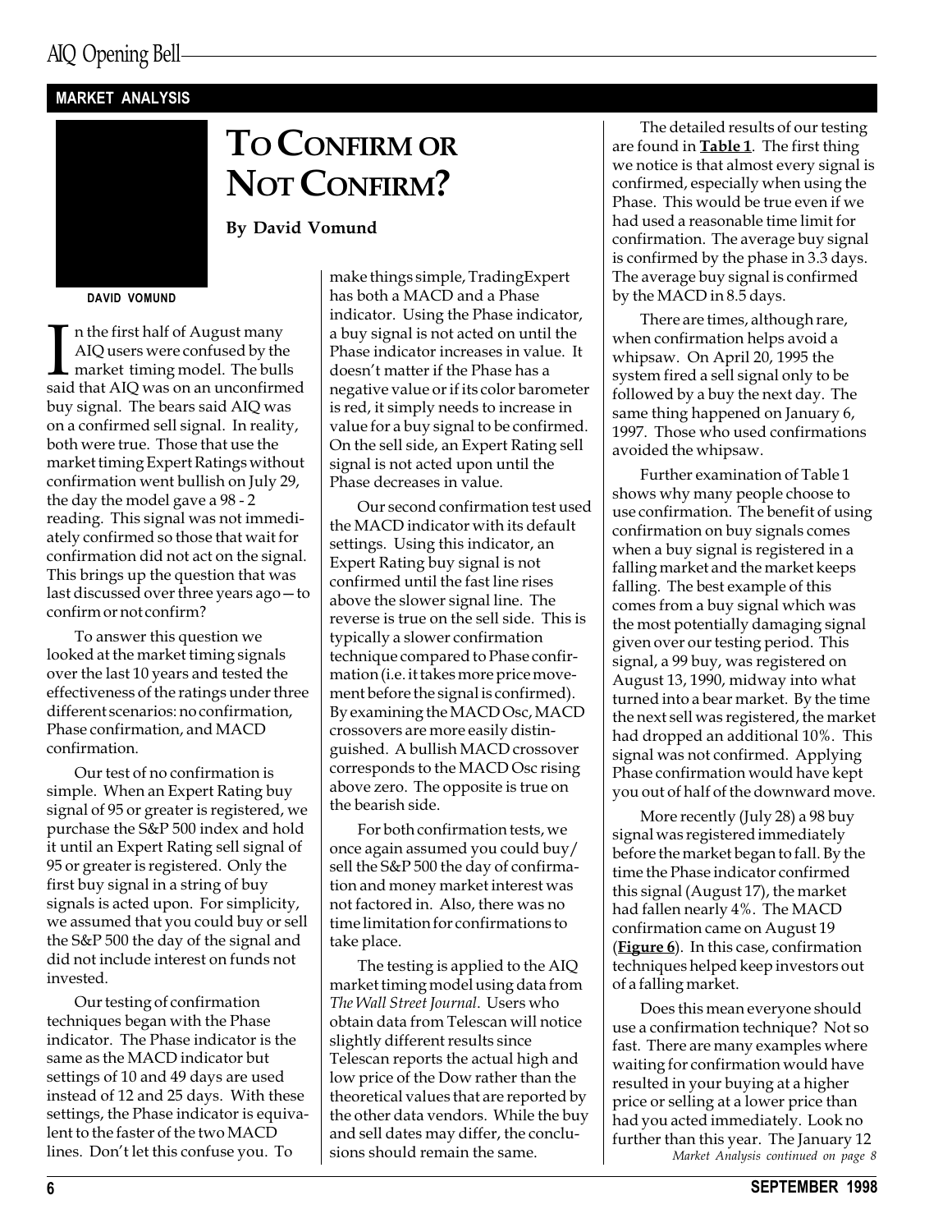**MARKET ANALYSIS**

# TO CONFIRM OR NOT CONFIRM?

**By David Vomund**

DAVID VOMUND

In the first half of August many AIQ users were confused by the market timing model. The bulls said that AIQ was on an unconfirmed buy signal. The bears said AIQ was on a confirmed sell signal. In reality, both were true. Those that use the market timing Expert Ratings without confirmation went bullish on July 29, the day the model gave a 98 - 2 reading. This signal was not immediately confirmed so those that wait for confirmation did not act on the signal. This brings up the question that was last discussed over three years ago—to confirm or not confirm?

To answer this question we looked at the market timing signals over the last 10 years and tested the effectiveness of the ratings under three different scenarios: no confirmation, Phase confirmation, and MACD confirmation.

Our test of no confirmation is simple. When an Expert Rating buy signal of 95 or greater is registered, we purchase the S&P 500 index and hold it until an Expert Rating sell signal of 95 or greater is registered. Only the first buy signal in a string of buy signals is acted upon. For simplicity, we assumed that you could buy or sell the S&P 500 the day of the signal and did not include interest on funds not invested.

Our testing of confirmation techniques began with the Phase indicator. The Phase indicator is the same as the MACD indicator but settings of 10 and 49 days are used instead of 12 and 25 days. With these settings, the Phase indicator is equivalent to the faster of the two MACD lines. Don't let this confuse you. To make things simple, TradingExpert has both a MACD and a Phase indicator. Using the Phase indicator, a buy signal is not acted on until the Phase indicator increases in value. It doesn't matter if the Phase has a negative value or if its color barometer is red, it simply needs to increase in value for a buy signal to be confirmed. On the sell side, an Expert Rating sell signal is not acted upon until the Phase decreases in value.

Our second confirmation test used the MACD indicator with its default settings. Using this indicator, an Expert Rating buy signal is not confirmed until the fast line rises above the slower signal line. The reverse is true on the sell side. This is typically a slower confirmation technique compared to Phase confirmation (i.e. it takes more price movement before the signal is confirmed). By examining the MACD Osc, MACD crossovers are more easily distinguished. A bullish MACD crossover corresponds to the MACD Osc rising above zero. The opposite is true on the bearish side.

For both confirmation tests, we once again assumed you could buy/sell the S&P 500 the day of confirmation and money market interest was not factored in. Also, there was no time limitation for confirmations to take place.

The testing is applied to the AIQ market timing model using data from *The Wall Street Journal*. Users who obtain data from Telescan will notice slightly different results since Telescan reports the actual high and low price of the Dow rather than the theoretical values that are reported by the other data vendors. While the buy and sell dates may differ, the conclusions should remain the same.

The detailed results of our testing are found in **Table 1**. The first thing we notice is that almost every signal is confirmed, especially when using the Phase. This would be true even if we had used a reasonable time limit for confirmation. The average buy signal is confirmed by the phase in 3.3 days. The average buy signal is confirmed by the MACD in 8.5 days.

There are times, although rare, when confirmation helps avoid a whipsaw. On April 20, 1995 the system fired a sell signal only to be followed by a buy the next day. The same thing happened on January 6, 1997. Those who used confirmations avoided the whipsaw.

Further examination of Table 1 shows why many people choose to use confirmation. The benefit of using confirmation on buy signals comes when a buy signal is registered in a falling market and the market keeps falling. The best example of this comes from a buy signal which was the most potentially damaging signal given over our testing period. This signal, a 99 buy, was registered on August 13, 1990, midway into what turned into a bear market. By the time the next sell was registered, the market had dropped an additional 10%. This signal was not confirmed. Applying Phase confirmation would have kept you out of half of the downward move.

More recently (July 28) a 98 buy signal was registered immediately before the market began to fall. By the time the Phase indicator confirmed this signal (August 17), the market had fallen nearly 4%. The MACD confirmation came on August 19 (**Figure 6**). In this case, confirmation techniques helped keep investors out of a falling market.

Does this mean everyone should use a confirmation technique? Not so fast. There are many examples where waiting for confirmation would have resulted in your buying at a higher price or selling at a lower price than had you acted immediately. Look no further than this year. The January 12

*Market Analysis continued on page 8*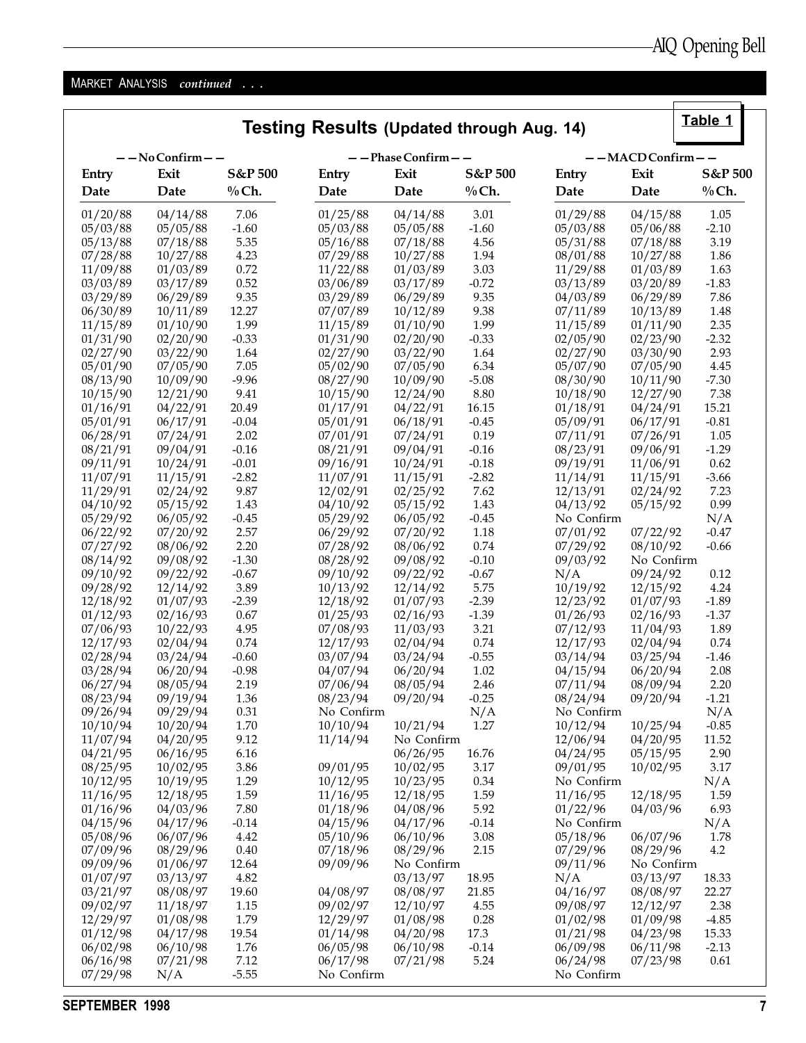MARKET ANALYSIS *continued . . .*

## Testing Results (Updated through Aug. 14)

**Table 1**

| --No Confirm-- | | | --Phase Confirm-- | | | --MACD Confirm-- | | |
|---|---|---|---|---|---|---|---|---|
| Entry Date | Exit Date | S&P 500 % Ch. | Entry Date | Exit Date | S&P 500 % Ch. | Entry Date | Exit Date | S&P 500 % Ch. |
| 01/20/88 | 04/14/88 | 7.06 | 01/25/88 | 04/14/88 | 3.01 | 01/29/88 | 04/15/88 | 1.05 |
| 05/03/88 | 05/05/88 | -1.60 | 05/03/88 | 05/05/88 | -1.60 | 05/03/88 | 05/06/88 | -2.10 |
| 05/13/88 | 07/18/88 | 5.35 | 05/16/88 | 07/18/88 | 4.56 | 05/31/88 | 07/18/88 | 3.19 |
| 07/28/88 | 10/27/88 | 4.23 | 07/29/88 | 10/27/88 | 1.94 | 08/01/88 | 10/27/88 | 1.86 |
| 11/09/88 | 01/03/89 | 0.72 | 11/22/88 | 01/03/89 | 3.03 | 11/29/88 | 01/03/89 | 1.63 |
| 03/03/89 | 03/17/89 | 0.52 | 03/06/89 | 03/17/89 | -0.72 | 03/13/89 | 03/20/89 | -1.83 |
| 03/29/89 | 06/29/89 | 9.35 | 03/29/89 | 06/29/89 | 9.35 | 04/03/89 | 06/29/89 | 7.86 |
| 06/30/89 | 10/11/89 | 12.27 | 07/07/89 | 10/12/89 | 9.38 | 07/11/89 | 10/13/89 | 1.48 |
| 11/15/89 | 01/10/90 | 1.99 | 11/15/89 | 01/10/90 | 1.99 | 11/15/89 | 01/11/90 | 2.35 |
| 01/31/90 | 02/20/90 | -0.33 | 01/31/90 | 02/20/90 | -0.33 | 02/05/90 | 02/23/90 | -2.32 |
| 02/27/90 | 03/22/90 | 1.64 | 02/27/90 | 03/22/90 | 1.64 | 02/27/90 | 03/30/90 | 2.93 |
| 05/01/90 | 07/05/90 | 7.05 | 05/02/90 | 07/05/90 | 6.34 | 05/07/90 | 07/05/90 | 4.45 |
| 08/13/90 | 10/09/90 | -9.96 | 08/27/90 | 10/09/90 | -5.08 | 08/30/90 | 10/11/90 | -7.30 |
| 10/15/90 | 12/21/90 | 9.41 | 10/15/90 | 12/24/90 | 8.80 | 10/18/90 | 12/27/90 | 7.38 |
| 01/16/91 | 04/22/91 | 20.49 | 01/17/91 | 04/22/91 | 16.15 | 01/18/91 | 04/24/91 | 15.21 |
| 05/01/91 | 06/17/91 | -0.04 | 05/01/91 | 06/18/91 | -0.45 | 05/09/91 | 06/17/91 | -0.81 |
| 06/28/91 | 07/24/91 | 2.02 | 07/01/91 | 07/24/91 | 0.19 | 07/11/91 | 07/26/91 | 1.05 |
| 08/21/91 | 09/04/91 | -0.16 | 08/21/91 | 09/04/91 | -0.16 | 08/23/91 | 09/06/91 | -1.29 |
| 09/11/91 | 10/24/91 | -0.01 | 09/16/91 | 10/24/91 | -0.18 | 09/19/91 | 11/06/91 | 0.62 |
| 11/07/91 | 11/15/91 | -2.82 | 11/07/91 | 11/15/91 | -2.82 | 11/14/91 | 11/15/91 | -3.66 |
| 11/29/91 | 02/24/92 | 9.87 | 12/02/91 | 02/25/92 | 7.62 | 12/13/91 | 02/24/92 | 7.23 |
| 04/10/92 | 05/15/92 | 1.43 | 04/10/92 | 05/15/92 | 1.43 | 04/13/92 | 05/15/92 | 0.99 |
| 05/29/92 | 06/05/92 | -0.45 | 05/29/92 | 06/05/92 | -0.45 | No Confirm | | N/A |
| 06/22/92 | 07/20/92 | 2.57 | 06/29/92 | 07/20/92 | 1.18 | 07/01/92 | 07/22/92 | -0.47 |
| 07/27/92 | 08/06/92 | 2.20 | 07/28/92 | 08/06/92 | 0.74 | 07/29/92 | 08/10/92 | -0.66 |
| 08/14/92 | 09/08/92 | -1.30 | 08/28/92 | 09/08/92 | -0.10 | 09/03/92 | No Confirm | |
| 09/10/92 | 09/22/92 | -0.67 | 09/10/92 | 09/22/92 | -0.67 | N/A | 09/24/92 | 0.12 |
| 09/28/92 | 12/14/92 | 3.89 | 10/13/92 | 12/14/92 | 5.75 | 10/19/92 | 12/15/92 | 4.24 |
| 12/18/92 | 01/07/93 | -2.39 | 12/18/92 | 01/07/93 | -2.39 | 12/23/92 | 01/07/93 | -1.89 |
| 01/12/93 | 02/16/93 | 0.67 | 01/25/93 | 02/16/93 | -1.39 | 01/26/93 | 02/16/93 | -1.37 |
| 07/06/93 | 10/22/93 | 4.95 | 07/08/93 | 11/03/93 | 3.21 | 07/12/93 | 11/04/93 | 1.89 |
| 12/17/93 | 02/04/94 | 0.74 | 12/17/93 | 02/04/94 | 0.74 | 12/17/93 | 02/04/94 | 0.74 |
| 02/28/94 | 03/24/94 | -0.60 | 03/07/94 | 03/24/94 | -0.55 | 03/14/94 | 03/25/94 | -1.46 |
| 03/28/94 | 06/20/94 | -0.98 | 04/07/94 | 06/20/94 | 1.02 | 04/15/94 | 06/20/94 | 2.08 |
| 06/27/94 | 08/05/94 | 2.19 | 07/06/94 | 08/05/94 | 2.46 | 07/11/94 | 08/09/94 | 2.20 |
| 08/23/94 | 09/19/94 | 1.36 | 08/23/94 | 09/20/94 | -0.25 | 08/24/94 | 09/20/94 | -1.21 |
| 09/26/94 | 09/29/94 | 0.31 | No Confirm | | N/A | No Confirm | | N/A |
| 10/10/94 | 10/20/94 | 1.70 | 10/10/94 | 10/21/94 | 1.27 | 10/12/94 | 10/25/94 | -0.85 |
| 11/07/94 | 04/20/95 | 9.12 | 11/14/94 | No Confirm | | 12/06/94 | 04/20/95 | 11.52 |
| 04/21/95 | 06/16/95 | 6.16 | | 06/26/95 | 16.76 | 04/24/95 | 05/15/95 | 2.90 |
| 08/25/95 | 10/02/95 | 3.86 | 09/01/95 | 10/02/95 | 3.17 | 09/01/95 | 10/02/95 | 3.17 |
| 10/12/95 | 10/19/95 | 1.29 | 10/12/95 | 10/23/95 | 0.34 | No Confirm | | N/A |
| 11/16/95 | 12/18/95 | 1.59 | 11/16/95 | 12/18/95 | 1.59 | 11/16/95 | 12/18/95 | 1.59 |
| 01/16/96 | 04/03/96 | 7.80 | 01/18/96 | 04/08/96 | 5.92 | 01/22/96 | 04/03/96 | 6.93 |
| 04/15/96 | 04/17/96 | -0.14 | 04/15/96 | 04/17/96 | -0.14 | No Confirm | | N/A |
| 05/08/96 | 06/07/96 | 4.42 | 05/10/96 | 06/10/96 | 3.08 | 05/18/96 | 06/07/96 | 1.78 |
| 07/09/96 | 08/29/96 | 0.40 | 07/18/96 | 08/29/96 | 2.15 | 07/29/96 | 08/29/96 | 4.2 |
| 09/09/96 | 01/06/97 | 12.64 | 09/09/96 | No Confirm | | 09/11/96 | No Confirm | |
| 01/07/97 | 03/13/97 | 4.82 | | 03/13/97 | 18.95 | N/A | 03/13/97 | 18.33 |
| 03/21/97 | 08/08/97 | 19.60 | 04/08/97 | 08/08/97 | 21.85 | 04/16/97 | 08/08/97 | 22.27 |
| 09/02/97 | 11/18/97 | 1.15 | 09/02/97 | 12/10/97 | 4.55 | 09/08/97 | 12/12/97 | 2.38 |
| 12/29/97 | 01/08/98 | 1.79 | 12/29/97 | 01/08/98 | 0.28 | 01/02/98 | 01/09/98 | -4.85 |
| 01/12/98 | 04/17/98 | 19.54 | 01/14/98 | 04/20/98 | 17.3 | 01/21/98 | 04/23/98 | 15.33 |
| 06/02/98 | 06/10/98 | 1.76 | 06/05/98 | 06/10/98 | -0.14 | 06/09/98 | 06/11/98 | -2.13 |
| 06/16/98 | 07/21/98 | 7.12 | 06/17/98 | 07/21/98 | 5.24 | 06/24/98 | 07/23/98 | 0.61 |
| 07/29/98 | N/A | -5.55 | No Confirm | | | No Confirm | | |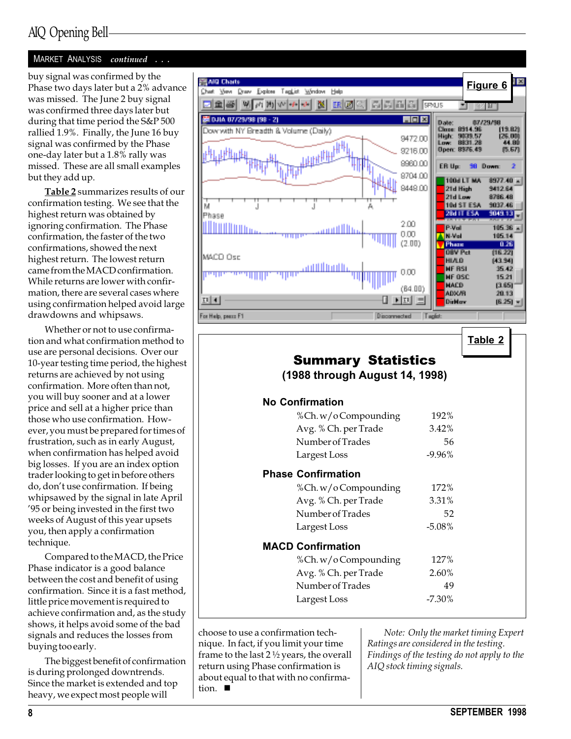## MARKET ANALYSIS *continued . . .*

buy signal was confirmed by the Phase two days later but a 2% advance was missed. The June 2 buy signal was confirmed three days later but during that time period the S&P 500 rallied 1.9%. Finally, the June 16 buy signal was confirmed by the Phase one-day later but a 1.8% rally was missed. These are all small examples but they add up.

**Table 2** summarizes results of our confirmation testing. We see that the highest return was obtained by ignoring confirmation. The Phase confirmation, the faster of the two confirmations, showed the next highest return. The lowest return came from the MACD confirmation. While returns are lower with confirmation, there are several cases where using confirmation helped avoid large drawdowns and whipsaws.

Whether or not to use confirmation and what confirmation method to use are personal decisions. Over our 10-year testing time period, the highest returns are achieved by not using confirmation. More often than not, you will buy sooner and at a lower price and sell at a higher price than those who use confirmation. However, you must be prepared for times of frustration, such as in early August, when confirmation has helped avoid big losses. If you are an index option trader looking to get in before others do, don't use confirmation. If being whipsawed by the signal in late April '95 or being invested in the first two weeks of August of this year upsets you, then apply a confirmation technique.

Compared to the MACD, the Price Phase indicator is a good balance between the cost and benefit of using confirmation. Since it is a fast method, little price movement is required to achieve confirmation and, as the study shows, it helps avoid some of the bad signals and reduces the losses from buying too early.

The biggest benefit of confirmation is during prolonged downtrends. Since the market is extended and top heavy, we expect most people will choose to use a confirmation technique. In fact, if you limit your time frame to the last 2 ½ years, the overall return using Phase confirmation is about equal to that with no confirmation. ■

**Figure 6**

AIQ Charts
Chart View Draw Explore TagList Window Help
SPXUS
DJIA 07/29/98 (98 - 2)
Dow with NY Breadth & Volume (Daily)
9472.00
9216.00
8960.00
8704.00
8448.00
M J J A
Phase
2.00
0.00
(2.00)
MACD Osc
0.00
(84.00)
Date: 07/29/98
Close: 8914.96 (19.82)
High: 9039.57 (26.00)
Low: 8831.28 44.80
Open: 8976.49 (5.67)
ER Up: 98 Down: 2
100d LT MA 8977.40
21d High 9412.64
21d Low 8786.48
10d ST ESA 9037.46
28d IT ESA 9049.13
P-Vol 105.36
N-Vol 105.14
Phase 0.26
OBV Pct (16.22)
HI/LO (43.94)
MF RSI 35.42
MF OSC 15.21
MACD (3.65)
ADX/R 20.13
DirMov (6.25)
For Help, press F1 Disconnected Taglist:

**Table 2**

### Summary Statistics
**(1988 through August 14, 1998)**

| | |
|---|---|
| **No Confirmation** | |
| %Ch. w/o Compounding | 192% |
| Avg. % Ch. per Trade | 3.42% |
| Number of Trades | 56 |
| Largest Loss | -9.96% |
| **Phase Confirmation** | |
| %Ch. w/o Compounding | 172% |
| Avg. % Ch. per Trade | 3.31% |
| Number of Trades | 52 |
| Largest Loss | -5.08% |
| **MACD Confirmation** | |
| %Ch. w/o Compounding | 127% |
| Avg. % Ch. per Trade | 2.60% |
| Number of Trades | 49 |
| Largest Loss | -7.30% |

*Note: Only the market timing Expert Ratings are considered in the testing. Findings of the testing do not apply to the AIQ stock timing signals.*